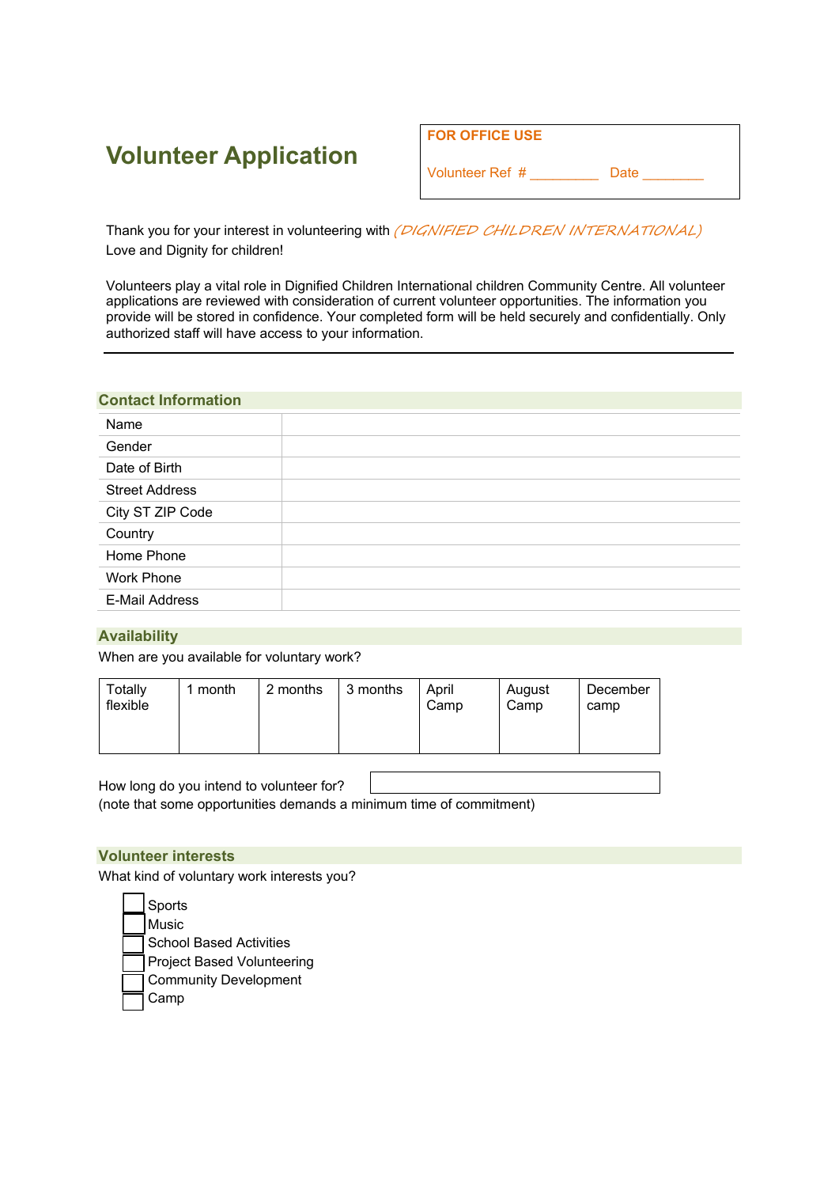# Volunteer Application

**FOR OFFICE USE**

Volunteer Ref # _________ Date ________

Thank you for your interest in volunteering with *(DIGNIFIED CHILDREN INTERNATIONAL)*
Love and Dignity for children!

Volunteers play a vital role in Dignified Children International children Community Centre. All volunteer applications are reviewed with consideration of current volunteer opportunities. The information you provide will be stored in confidence. Your completed form will be held securely and confidentially. Only authorized staff will have access to your information.

---

## Contact Information

| | |
|---|---|
| Name | |
| Gender | |
| Date of Birth | |
| Street Address | |
| City ST ZIP Code | |
| Country | |
| Home Phone | |
| Work Phone | |
| E-Mail Address | |

## Availability

When are you available for voluntary work?

| Totally flexible | 1 month | 2 months | 3 months | April Camp | August Camp | December camp |
|---|---|---|---|---|---|---|
| | | | | | | |

How long do you intend to volunteer for? ____________________
(note that some opportunities demands a minimum time of commitment)

## Volunteer interests

What kind of voluntary work interests you?

- ☐ Sports
- ☐ Music
- ☐ School Based Activities
- ☐ Project Based Volunteering
- ☐ Community Development
- ☐ Camp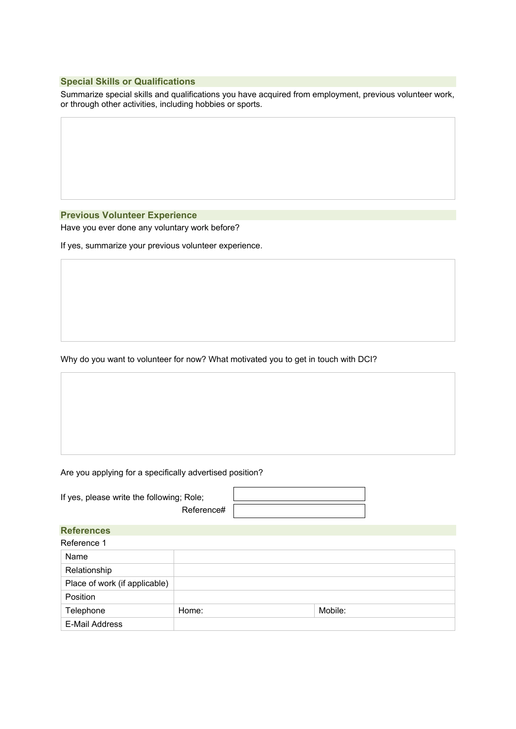## Special Skills or Qualifications

Summarize special skills and qualifications you have acquired from employment, previous volunteer work, or through other activities, including hobbies or sports.

## Previous Volunteer Experience

Have you ever done any voluntary work before?

If yes, summarize your previous volunteer experience.

Why do you want to volunteer for now? What motivated you to get in touch with DCI?

Are you applying for a specifically advertised position?

If yes, please write the following; Role;

Reference#

## References

Reference 1

| Name | | |
|---|---|---|
| Relationship | | |
| Place of work (if applicable) | | |
| Position | | |
| Telephone | Home: | Mobile: |
| E-Mail Address | | |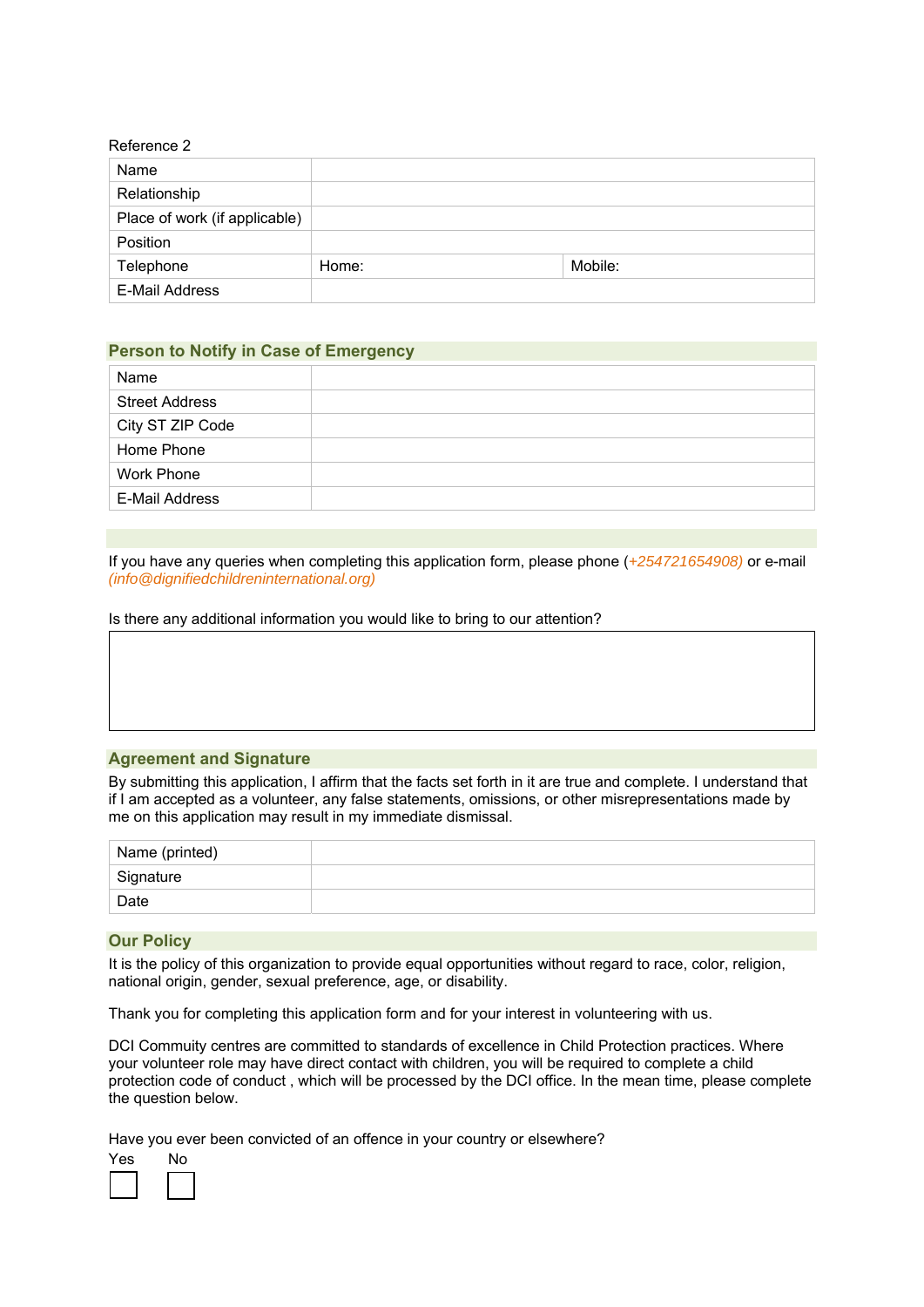Reference 2

| | | |
|---|---|---|
| Name | | |
| Relationship | | |
| Place of work (if applicable) | | |
| Position | | |
| Telephone | Home: | Mobile: |
| E-Mail Address | | |

## Person to Notify in Case of Emergency

| | |
|---|---|
| Name | |
| Street Address | |
| City ST ZIP Code | |
| Home Phone | |
| Work Phone | |
| E-Mail Address | |

If you have any queries when completing this application form, please phone (*+254721654908)* or e-mail *(info@dignifiedchildreninternational.org)*

Is there any additional information you would like to bring to our attention?

## Agreement and Signature

By submitting this application, I affirm that the facts set forth in it are true and complete. I understand that if I am accepted as a volunteer, any false statements, omissions, or other misrepresentations made by me on this application may result in my immediate dismissal.

| | |
|---|---|
| Name (printed) | |
| Signature | |
| Date | |

## Our Policy

It is the policy of this organization to provide equal opportunities without regard to race, color, religion, national origin, gender, sexual preference, age, or disability.

Thank you for completing this application form and for your interest in volunteering with us.

DCI Commuity centres are committed to standards of excellence in Child Protection practices. Where your volunteer role may have direct contact with children, you will be required to complete a child protection code of conduct , which will be processed by the DCI office. In the mean time, please complete the question below.

Have you ever been convicted of an offence in your country or elsewhere?

Yes ☐ No ☐